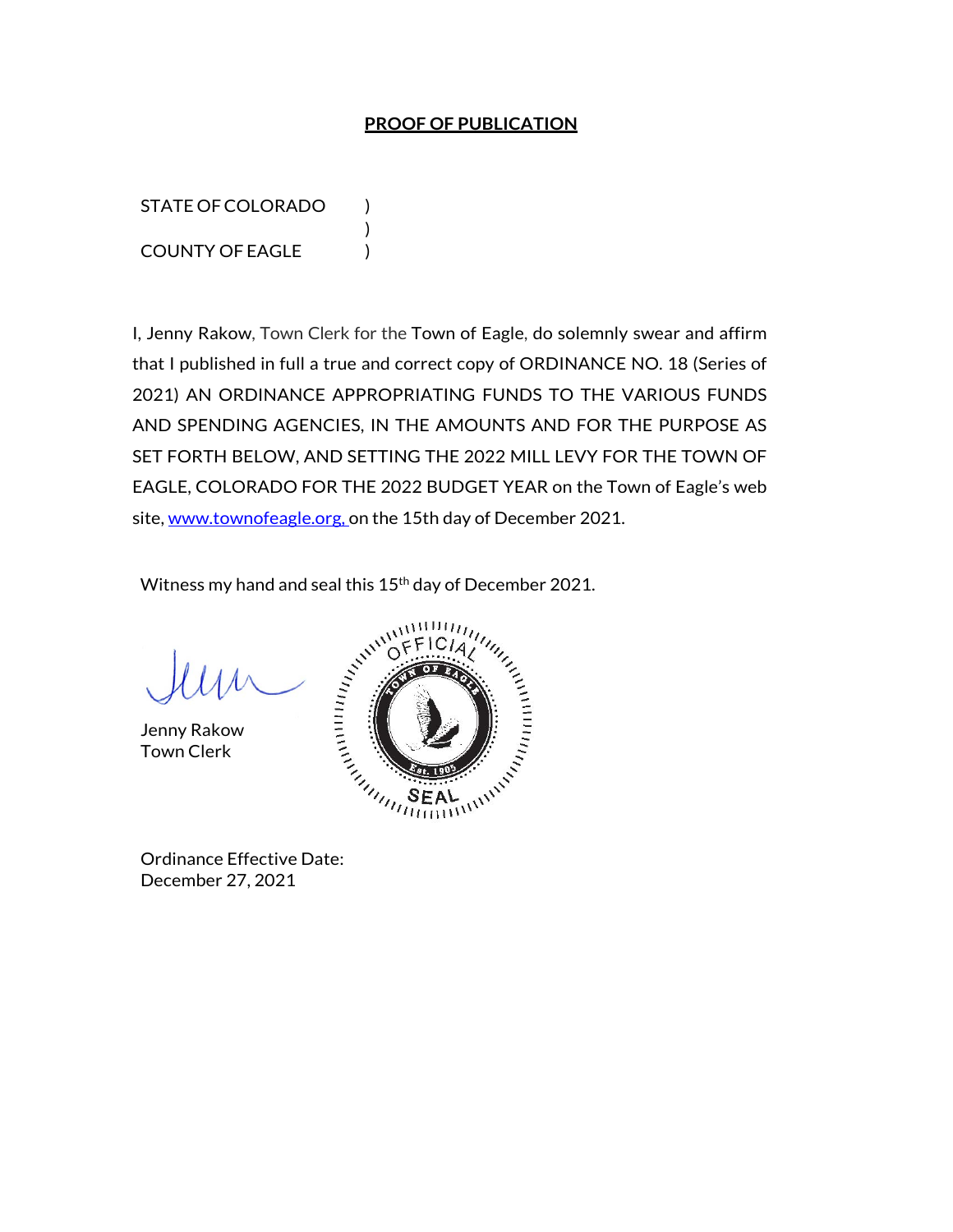## PROOF OF PUBLICATION

STATE OF COLORADO )  
)  
COUNTY OF EAGLE )

I, Jenny Rakow, Town Clerk for the Town of Eagle, do solemnly swear and affirm that I published in full a true and correct copy of ORDINANCE NO. 18 (Series of 2021) AN ORDINANCE APPROPRIATING FUNDS TO THE VARIOUS FUNDS AND SPENDING AGENCIES, IN THE AMOUNTS AND FOR THE PURPOSE AS SET FORTH BELOW, AND SETTING THE 2022 MILL LEVY FOR THE TOWN OF EAGLE, COLORADO FOR THE 2022 BUDGET YEAR on the Town of Eagle's web site, www.townofeagle.org, on the 15th day of December 2021.

Witness my hand and seal this 15th day of December 2021.

Jenny Rakow  
Town Clerk

OFFICIAL TOWN OF EAGLE Est. 1905 SEAL

Ordinance Effective Date:  
December 27, 2021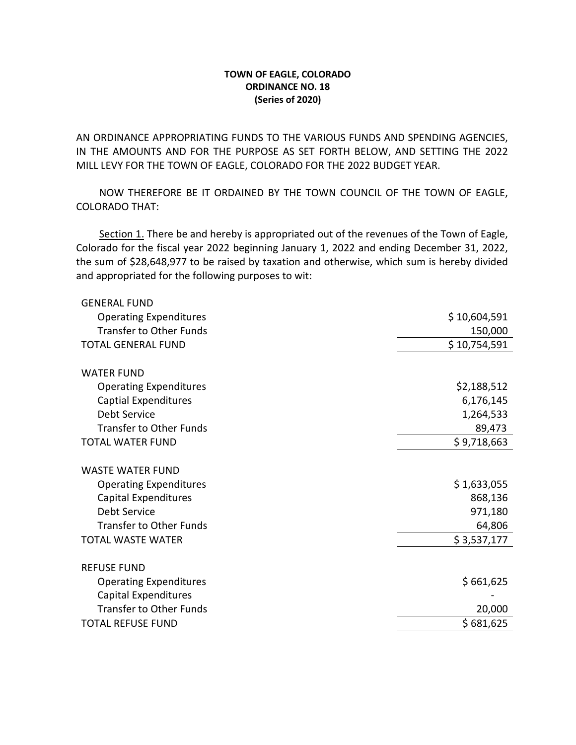**TOWN OF EAGLE, COLORADO**
**ORDINANCE NO. 18**
**(Series of 2020)**

AN ORDINANCE APPROPRIATING FUNDS TO THE VARIOUS FUNDS AND SPENDING AGENCIES, IN THE AMOUNTS AND FOR THE PURPOSE AS SET FORTH BELOW, AND SETTING THE 2022 MILL LEVY FOR THE TOWN OF EAGLE, COLORADO FOR THE 2022 BUDGET YEAR.

NOW THEREFORE BE IT ORDAINED BY THE TOWN COUNCIL OF THE TOWN OF EAGLE, COLORADO THAT:

Section 1. There be and hereby is appropriated out of the revenues of the Town of Eagle, Colorado for the fiscal year 2022 beginning January 1, 2022 and ending December 31, 2022, the sum of $28,648,977 to be raised by taxation and otherwise, which sum is hereby divided and appropriated for the following purposes to wit:

| | |
|---|---:|
| GENERAL FUND | |
| Operating Expenditures | $ 10,604,591 |
| Transfer to Other Funds | 150,000 |
| TOTAL GENERAL FUND | $ 10,754,591 |
| | |
| WATER FUND | |
| Operating Expenditures | $2,188,512 |
| Captial Expenditures | 6,176,145 |
| Debt Service | 1,264,533 |
| Transfer to Other Funds | 89,473 |
| TOTAL WATER FUND | $ 9,718,663 |
| | |
| WASTE WATER FUND | |
| Operating Expenditures | $ 1,633,055 |
| Capital Expenditures | 868,136 |
| Debt Service | 971,180 |
| Transfer to Other Funds | 64,806 |
| TOTAL WASTE WATER | $ 3,537,177 |
| | |
| REFUSE FUND | |
| Operating Expenditures | $ 661,625 |
| Capital Expenditures | - |
| Transfer to Other Funds | 20,000 |
| TOTAL REFUSE FUND | $ 681,625 |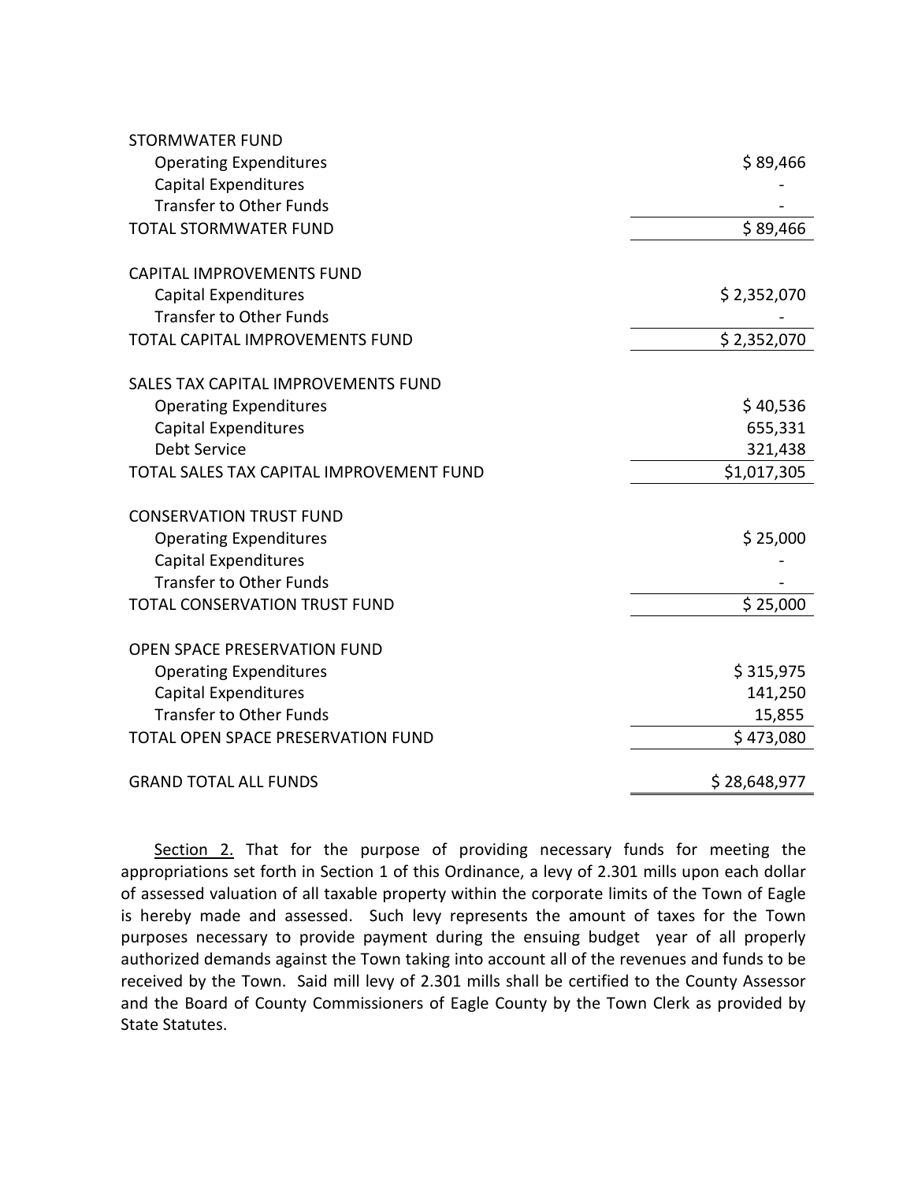| | |
|---|---|
| STORMWATER FUND | |
| Operating Expenditures | $ 89,466 |
| Capital Expenditures | - |
| Transfer to Other Funds | - |
| TOTAL STORMWATER FUND | $ 89,466 |
| | |
| CAPITAL IMPROVEMENTS FUND | |
| Capital Expenditures | $ 2,352,070 |
| Transfer to Other Funds | - |
| TOTAL CAPITAL IMPROVEMENTS FUND | $ 2,352,070 |
| | |
| SALES TAX CAPITAL IMPROVEMENTS FUND | |
| Operating Expenditures | $ 40,536 |
| Capital Expenditures | 655,331 |
| Debt Service | 321,438 |
| TOTAL SALES TAX CAPITAL IMPROVEMENT FUND | $1,017,305 |
| | |
| CONSERVATION TRUST FUND | |
| Operating Expenditures | $ 25,000 |
| Capital Expenditures | - |
| Transfer to Other Funds | - |
| TOTAL CONSERVATION TRUST FUND | $ 25,000 |
| | |
| OPEN SPACE PRESERVATION FUND | |
| Operating Expenditures | $ 315,975 |
| Capital Expenditures | 141,250 |
| Transfer to Other Funds | 15,855 |
| TOTAL OPEN SPACE PRESERVATION FUND | $ 473,080 |
| | |
| GRAND TOTAL ALL FUNDS | $ 28,648,977 |

Section 2. That for the purpose of providing necessary funds for meeting the appropriations set forth in Section 1 of this Ordinance, a levy of 2.301 mills upon each dollar of assessed valuation of all taxable property within the corporate limits of the Town of Eagle is hereby made and assessed. Such levy represents the amount of taxes for the Town purposes necessary to provide payment during the ensuing budget year of all properly authorized demands against the Town taking into account all of the revenues and funds to be received by the Town. Said mill levy of 2.301 mills shall be certified to the County Assessor and the Board of County Commissioners of Eagle County by the Town Clerk as provided by State Statutes.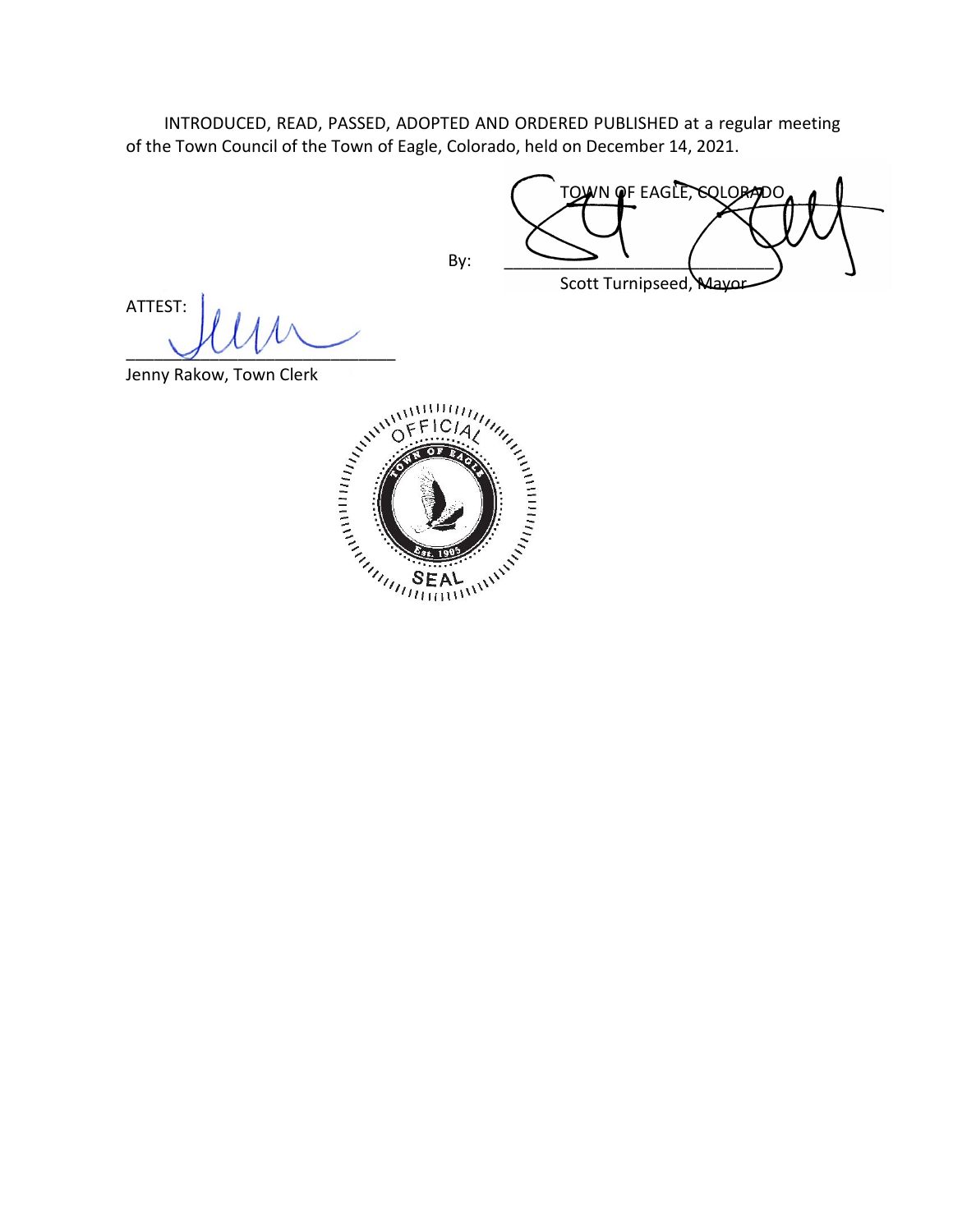INTRODUCED, READ, PASSED, ADOPTED AND ORDERED PUBLISHED at a regular meeting of the Town Council of the Town of Eagle, Colorado, held on December 14, 2021.

TOWN OF EAGLE, COLORADO

By: ______________________________
Scott Turnipseed, Mayor

ATTEST:

______________________________
Jenny Rakow, Town Clerk

OFFICIAL
TOWN OF EAGLE
Est. 1905
SEAL